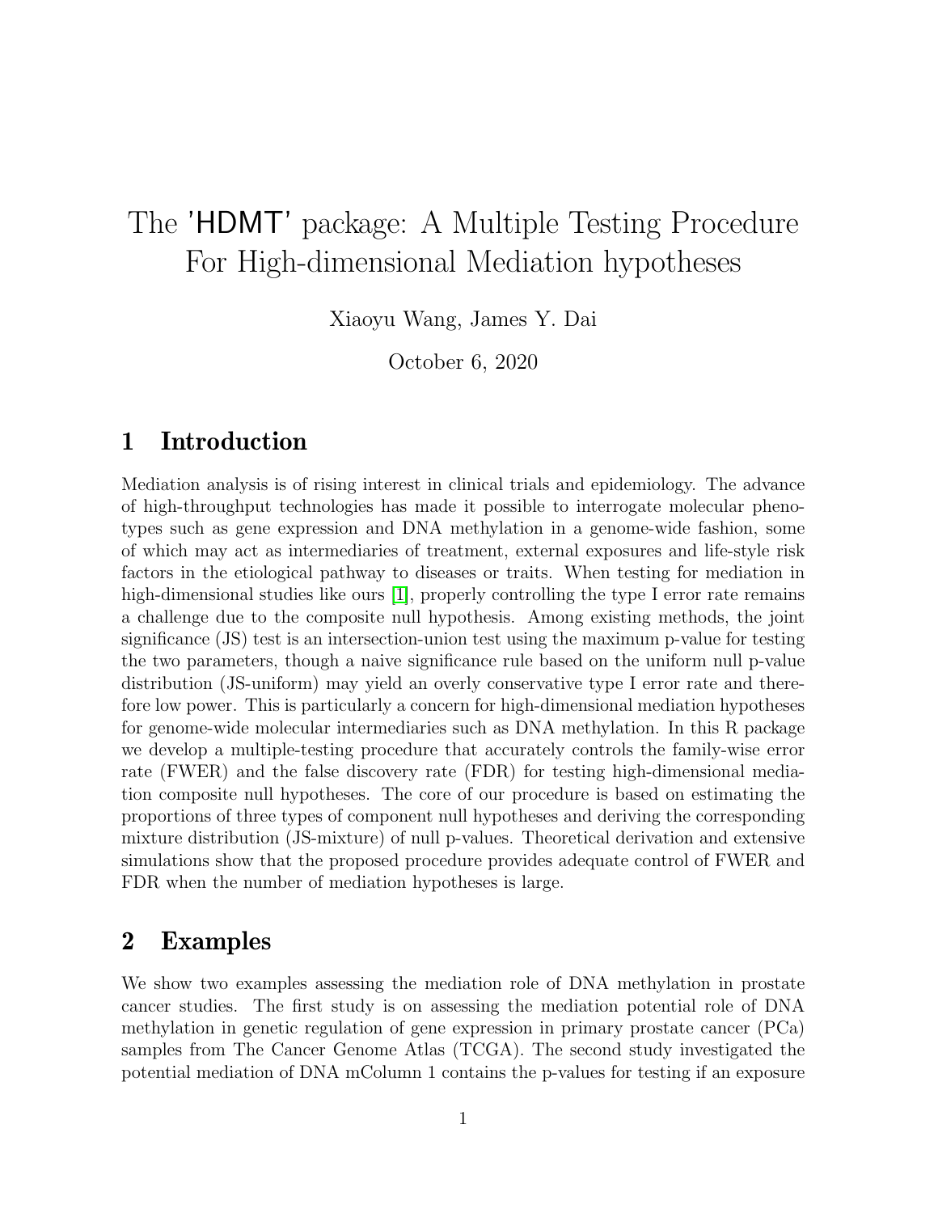# The 'HDMT' package: A Multiple Testing Procedure For High-dimensional Mediation hypotheses

Xiaoyu Wang, James Y. Dai

October 6, 2020

## 1 Introduction

Mediation analysis is of rising interest in clinical trials and epidemiology. The advance of high-throughput technologies has made it possible to interrogate molecular phenotypes such as gene expression and DNA methylation in a genome-wide fashion, some of which may act as intermediaries of treatment, external exposures and life-style risk factors in the etiological pathway to diseases or traits. When testing for mediation in high-dimensional studies like ours [1], properly controlling the type I error rate remains a challenge due to the composite null hypothesis. Among existing methods, the joint significance (JS) test is an intersection-union test using the maximum p-value for testing the two parameters, though a naive significance rule based on the uniform null p-value distribution (JS-uniform) may yield an overly conservative type I error rate and therefore low power. This is particularly a concern for high-dimensional mediation hypotheses for genome-wide molecular intermediaries such as DNA methylation. In this R package we develop a multiple-testing procedure that accurately controls the family-wise error rate (FWER) and the false discovery rate (FDR) for testing high-dimensional mediation composite null hypotheses. The core of our procedure is based on estimating the proportions of three types of component null hypotheses and deriving the corresponding mixture distribution (JS-mixture) of null p-values. Theoretical derivation and extensive simulations show that the proposed procedure provides adequate control of FWER and FDR when the number of mediation hypotheses is large.

## 2 Examples

We show two examples assessing the mediation role of DNA methylation in prostate cancer studies. The first study is on assessing the mediation potential role of DNA methylation in genetic regulation of gene expression in primary prostate cancer (PCa) samples from The Cancer Genome Atlas (TCGA). The second study investigated the potential mediation of DNA mColumn 1 contains the p-values for testing if an exposure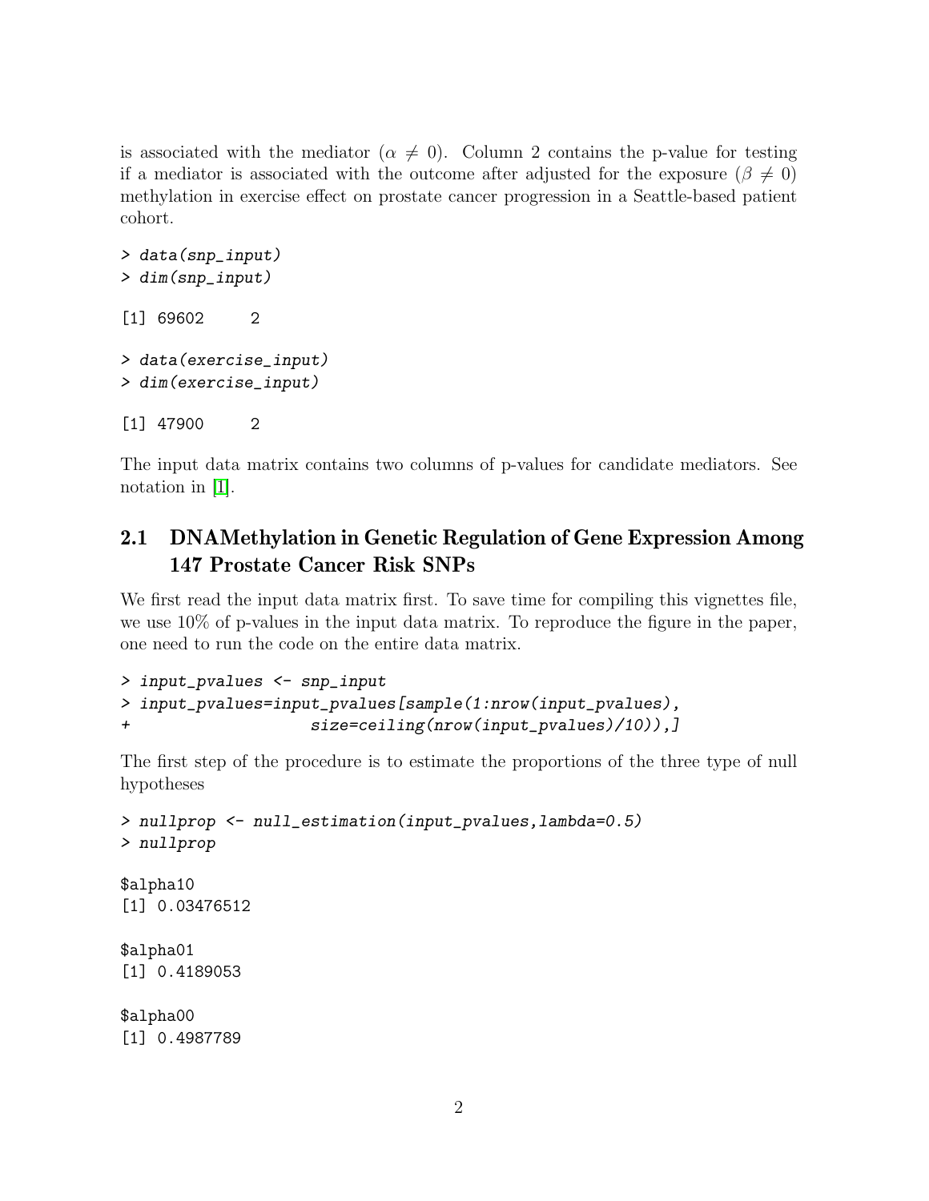is associated with the mediator ($\alpha \neq 0$). Column 2 contains the p-value for testing if a mediator is associated with the outcome after adjusted for the exposure ($\beta \neq 0$) methylation in exercise effect on prostate cancer progression in a Seattle-based patient cohort.

```
> data(snp_input)
> dim(snp_input)

[1] 69602     2

> data(exercise_input)
> dim(exercise_input)

[1] 47900     2
```

The input data matrix contains two columns of p-values for candidate mediators. See notation in [1].

## 2.1 DNAMethylation in Genetic Regulation of Gene Expression Among 147 Prostate Cancer Risk SNPs

We first read the input data matrix first. To save time for compiling this vignettes file, we use 10% of p-values in the input data matrix. To reproduce the figure in the paper, one need to run the code on the entire data matrix.

```
> input_pvalues <- snp_input
> input_pvalues=input_pvalues[sample(1:nrow(input_pvalues),
+                    size=ceiling(nrow(input_pvalues)/10)),]
```

The first step of the procedure is to estimate the proportions of the three type of null hypotheses

```
> nullprop <- null_estimation(input_pvalues,lambda=0.5)
> nullprop

$alpha10
[1] 0.03476512

$alpha01
[1] 0.4189053

$alpha00
[1] 0.4987789
```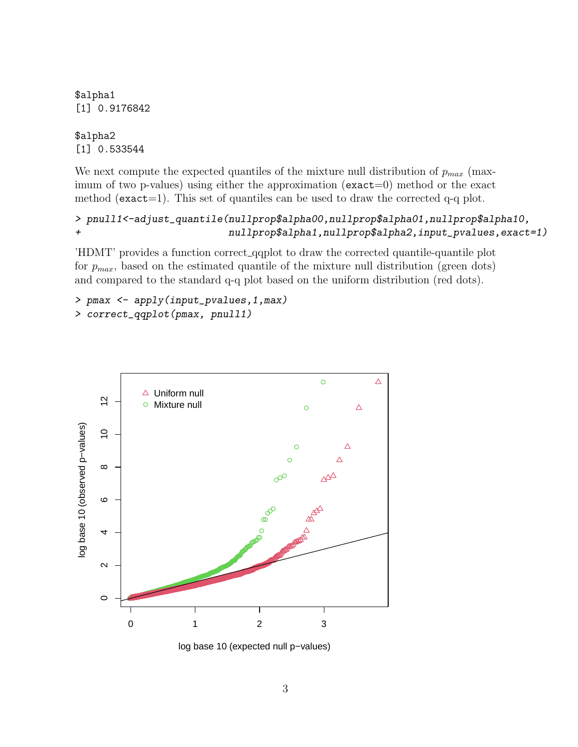```
$alpha1
[1] 0.9176842

$alpha2
[1] 0.533544
```

We next compute the expected quantiles of the mixture null distribution of $p_{max}$ (maximum of two p-values) using either the approximation (`exact`=0) method or the exact method (`exact`=1). This set of quantiles can be used to draw the corrected q-q plot.

```
> pnull1<-adjust_quantile(nullprop$alpha00,nullprop$alpha01,nullprop$alpha10,
+                          nullprop$alpha1,nullprop$alpha2,input_pvalues,exact=1)
```

'HDMT' provides a function correct_qqplot to draw the corrected quantile-quantile plot for $p_{max}$, based on the estimated quantile of the mixture null distribution (green dots) and compared to the standard q-q plot based on the uniform distribution (red dots).

```
> pmax <- apply(input_pvalues,1,max)
> correct_qqplot(pmax, pnull1)
```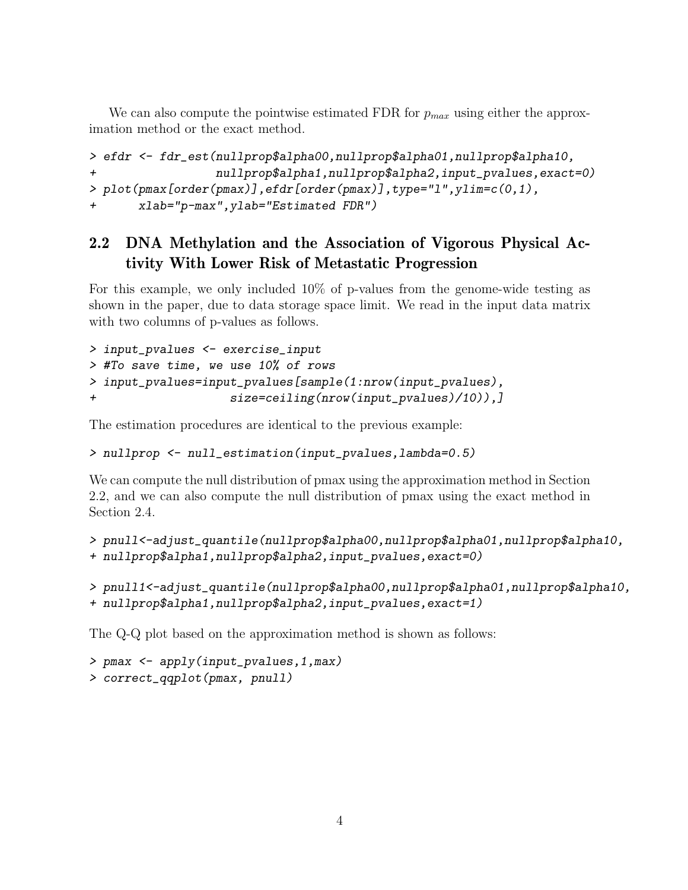We can also compute the pointwise estimated FDR for $p_{max}$ using either the approximation method or the exact method.

```
> efdr <- fdr_est(nullprop$alpha00,nullprop$alpha01,nullprop$alpha10,
+                 nullprop$alpha1,nullprop$alpha2,input_pvalues,exact=0)
> plot(pmax[order(pmax)],efdr[order(pmax)],type="l",ylim=c(0,1),
+      xlab="p-max",ylab="Estimated FDR")
```

## 2.2 DNA Methylation and the Association of Vigorous Physical Activity With Lower Risk of Metastatic Progression

For this example, we only included 10% of p-values from the genome-wide testing as shown in the paper, due to data storage space limit. We read in the input data matrix with two columns of p-values as follows.

```
> input_pvalues <- exercise_input
> #To save time, we use 10% of rows
> input_pvalues=input_pvalues[sample(1:nrow(input_pvalues),
+                  size=ceiling(nrow(input_pvalues)/10)),]
```

The estimation procedures are identical to the previous example:

```
> nullprop <- null_estimation(input_pvalues,lambda=0.5)
```

We can compute the null distribution of pmax using the approximation method in Section 2.2, and we can also compute the null distribution of pmax using the exact method in Section 2.4.

```
> pnull<-adjust_quantile(nullprop$alpha00,nullprop$alpha01,nullprop$alpha10,
+ nullprop$alpha1,nullprop$alpha2,input_pvalues,exact=0)
```

```
> pnull1<-adjust_quantile(nullprop$alpha00,nullprop$alpha01,nullprop$alpha10,
+ nullprop$alpha1,nullprop$alpha2,input_pvalues,exact=1)
```

The Q-Q plot based on the approximation method is shown as follows:

```
> pmax <- apply(input_pvalues,1,max)
> correct_qqplot(pmax, pnull)
```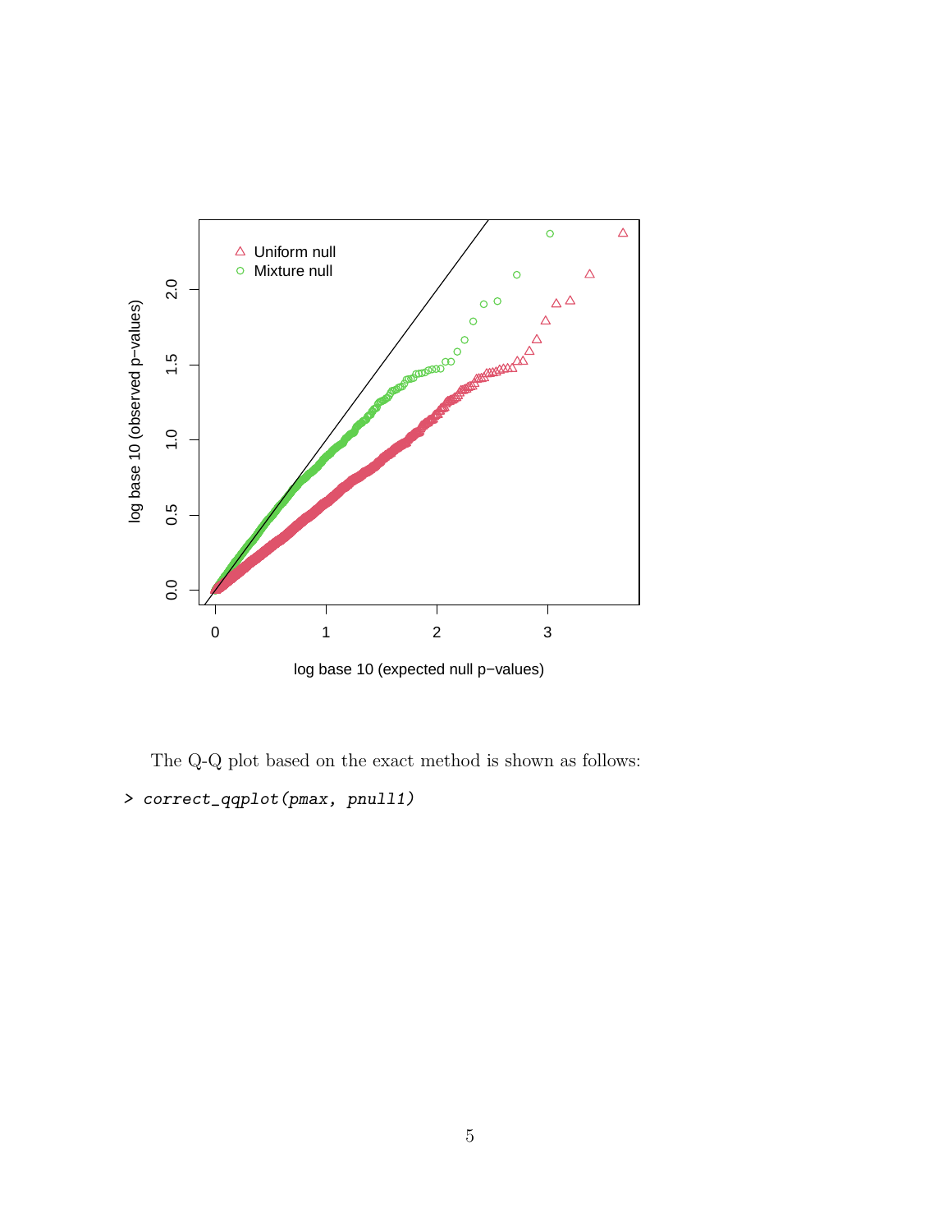The Q-Q plot based on the exact method is shown as follows:

```
> correct_qqplot(pmax, pnull1)
```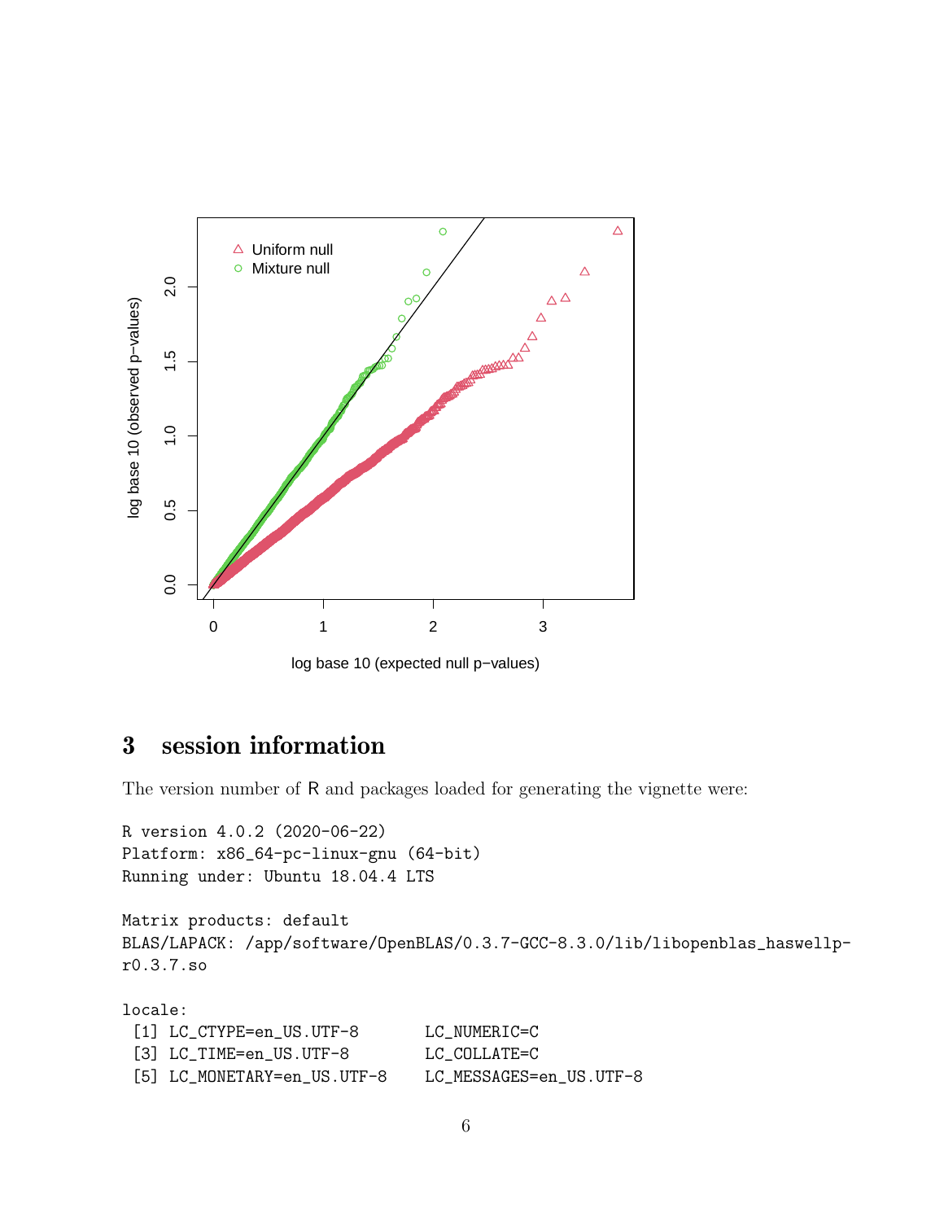## 3 session information

The version number of R and packages loaded for generating the vignette were:

```
R version 4.0.2 (2020-06-22)
Platform: x86_64-pc-linux-gnu (64-bit)
Running under: Ubuntu 18.04.4 LTS

Matrix products: default
BLAS/LAPACK: /app/software/OpenBLAS/0.3.7-GCC-8.3.0/lib/libopenblas_haswellp-
r0.3.7.so

locale:
 [1] LC_CTYPE=en_US.UTF-8       LC_NUMERIC=C
 [3] LC_TIME=en_US.UTF-8        LC_COLLATE=C
 [5] LC_MONETARY=en_US.UTF-8    LC_MESSAGES=en_US.UTF-8
```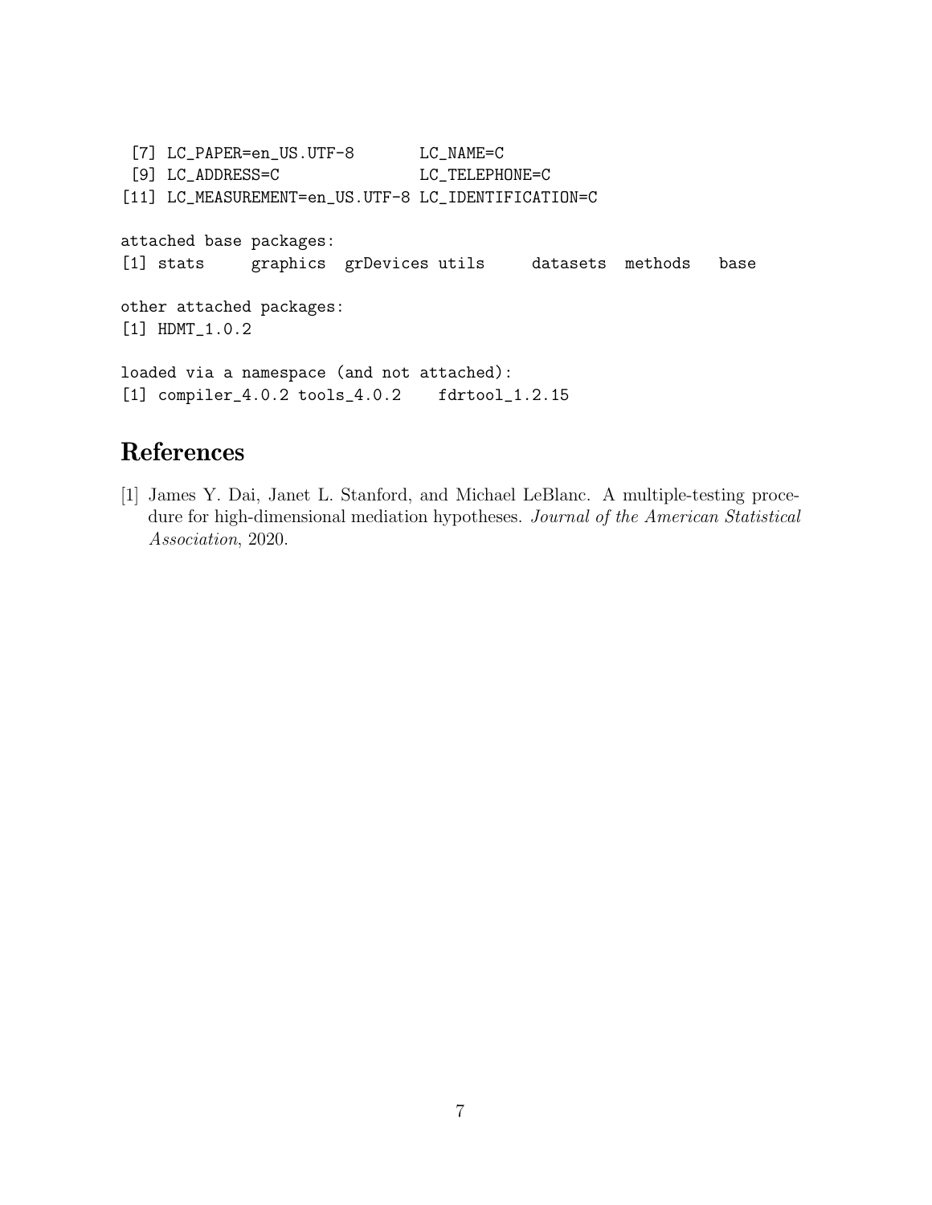```
 [7] LC_PAPER=en_US.UTF-8       LC_NAME=C
 [9] LC_ADDRESS=C               LC_TELEPHONE=C
[11] LC_MEASUREMENT=en_US.UTF-8 LC_IDENTIFICATION=C

attached base packages:
[1] stats     graphics  grDevices utils     datasets  methods   base

other attached packages:
[1] HDMT_1.0.2

loaded via a namespace (and not attached):
[1] compiler_4.0.2 tools_4.0.2    fdrtool_1.2.15
```

## References

[1] James Y. Dai, Janet L. Stanford, and Michael LeBlanc. A multiple-testing procedure for high-dimensional mediation hypotheses. *Journal of the American Statistical Association*, 2020.